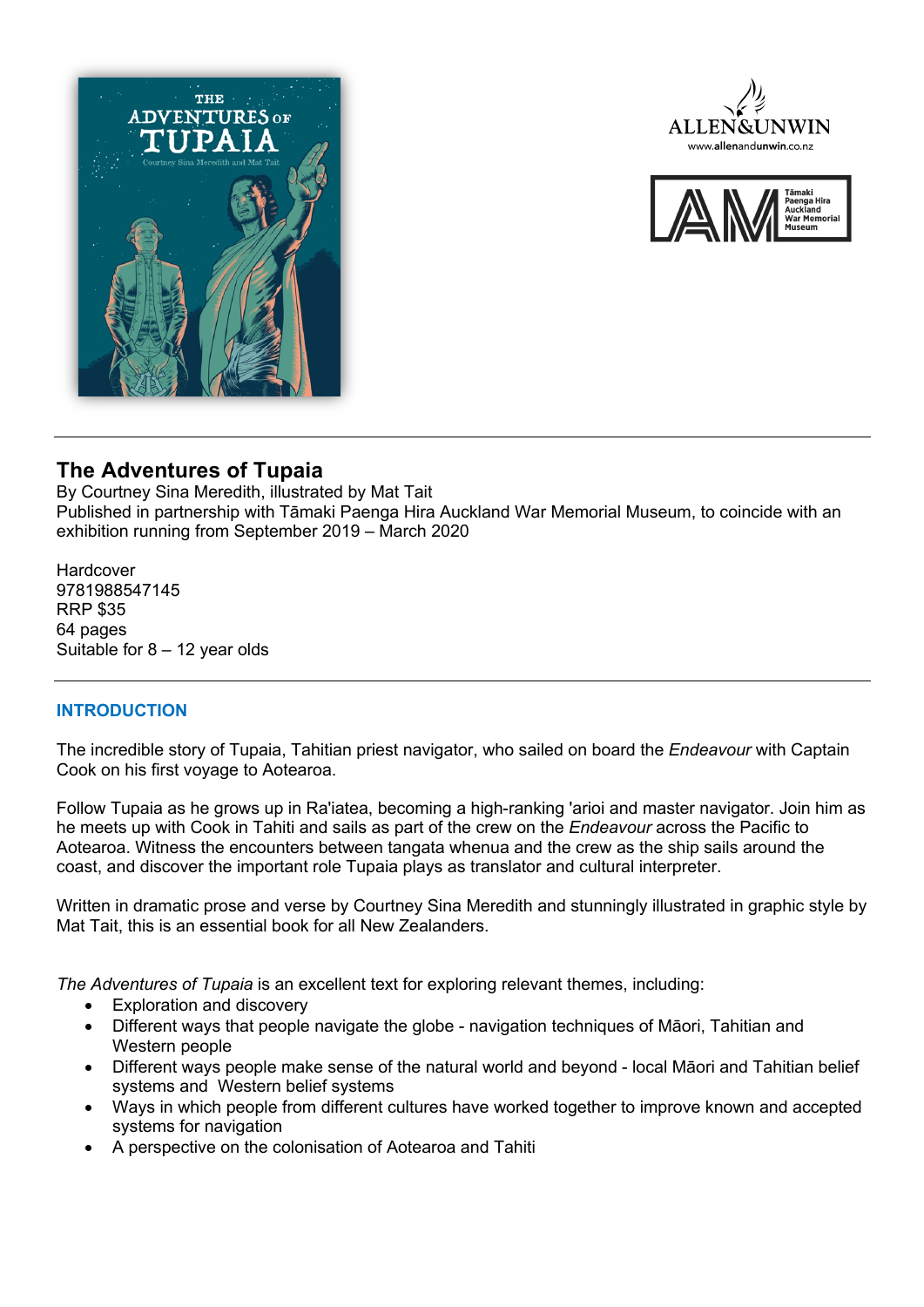# The Adventures of Tupaia

By Courtney Sina Meredith, illustrated by Mat Tait
Published in partnership with Tāmaki Paenga Hira Auckland War Memorial Museum, to coincide with an exhibition running from September 2019 – March 2020

Hardcover
9781988547145
RRP $35
64 pages
Suitable for 8 – 12 year olds

## INTRODUCTION

The incredible story of Tupaia, Tahitian priest navigator, who sailed on board the *Endeavour* with Captain Cook on his first voyage to Aotearoa.

Follow Tupaia as he grows up in Ra'iatea, becoming a high-ranking 'arioi and master navigator. Join him as he meets up with Cook in Tahiti and sails as part of the crew on the *Endeavour* across the Pacific to Aotearoa. Witness the encounters between tangata whenua and the crew as the ship sails around the coast, and discover the important role Tupaia plays as translator and cultural interpreter.

Written in dramatic prose and verse by Courtney Sina Meredith and stunningly illustrated in graphic style by Mat Tait, this is an essential book for all New Zealanders.

*The Adventures of Tupaia* is an excellent text for exploring relevant themes, including:

- Exploration and discovery
- Different ways that people navigate the globe - navigation techniques of Māori, Tahitian and Western people
- Different ways people make sense of the natural world and beyond - local Māori and Tahitian belief systems and Western belief systems
- Ways in which people from different cultures have worked together to improve known and accepted systems for navigation
- A perspective on the colonisation of Aotearoa and Tahiti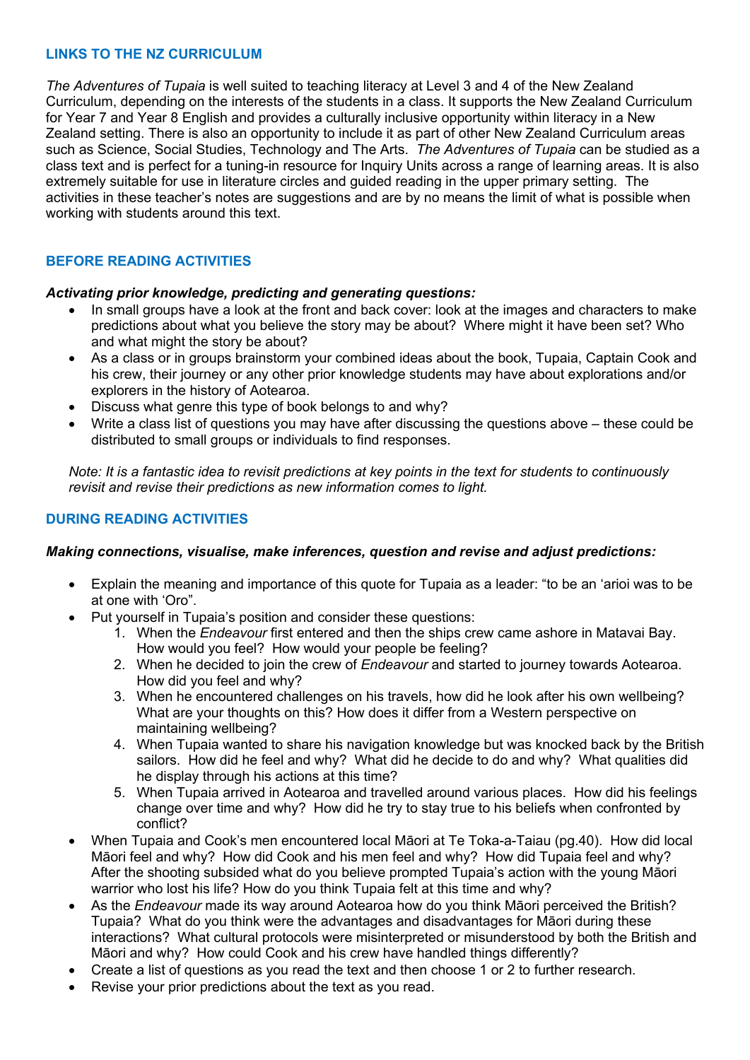## LINKS TO THE NZ CURRICULUM

*The Adventures of Tupaia* is well suited to teaching literacy at Level 3 and 4 of the New Zealand Curriculum, depending on the interests of the students in a class. It supports the New Zealand Curriculum for Year 7 and Year 8 English and provides a culturally inclusive opportunity within literacy in a New Zealand setting. There is also an opportunity to include it as part of other New Zealand Curriculum areas such as Science, Social Studies, Technology and The Arts. *The Adventures of Tupaia* can be studied as a class text and is perfect for a tuning-in resource for Inquiry Units across a range of learning areas. It is also extremely suitable for use in literature circles and guided reading in the upper primary setting. The activities in these teacher's notes are suggestions and are by no means the limit of what is possible when working with students around this text.

## BEFORE READING ACTIVITIES

***Activating prior knowledge, predicting and generating questions:***

- In small groups have a look at the front and back cover: look at the images and characters to make predictions about what you believe the story may be about? Where might it have been set? Who and what might the story be about?
- As a class or in groups brainstorm your combined ideas about the book, Tupaia, Captain Cook and his crew, their journey or any other prior knowledge students may have about explorations and/or explorers in the history of Aotearoa.
- Discuss what genre this type of book belongs to and why?
- Write a class list of questions you may have after discussing the questions above – these could be distributed to small groups or individuals to find responses.

*Note: It is a fantastic idea to revisit predictions at key points in the text for students to continuously revisit and revise their predictions as new information comes to light.*

## DURING READING ACTIVITIES

***Making connections, visualise, make inferences, question and revise and adjust predictions:***

- Explain the meaning and importance of this quote for Tupaia as a leader: "to be an 'arioi was to be at one with 'Oro".
- Put yourself in Tupaia's position and consider these questions:
    1. When the *Endeavour* first entered and then the ships crew came ashore in Matavai Bay. How would you feel? How would your people be feeling?
    2. When he decided to join the crew of *Endeavour* and started to journey towards Aotearoa. How did you feel and why?
    3. When he encountered challenges on his travels, how did he look after his own wellbeing? What are your thoughts on this? How does it differ from a Western perspective on maintaining wellbeing?
    4. When Tupaia wanted to share his navigation knowledge but was knocked back by the British sailors. How did he feel and why? What did he decide to do and why? What qualities did he display through his actions at this time?
    5. When Tupaia arrived in Aotearoa and travelled around various places. How did his feelings change over time and why? How did he try to stay true to his beliefs when confronted by conflict?
- When Tupaia and Cook's men encountered local Māori at Te Toka-a-Taiau (pg.40). How did local Māori feel and why? How did Cook and his men feel and why? How did Tupaia feel and why? After the shooting subsided what do you believe prompted Tupaia's action with the young Māori warrior who lost his life? How do you think Tupaia felt at this time and why?
- As the *Endeavour* made its way around Aotearoa how do you think Māori perceived the British? Tupaia? What do you think were the advantages and disadvantages for Māori during these interactions? What cultural protocols were misinterpreted or misunderstood by both the British and Māori and why? How could Cook and his crew have handled things differently?
- Create a list of questions as you read the text and then choose 1 or 2 to further research.
- Revise your prior predictions about the text as you read.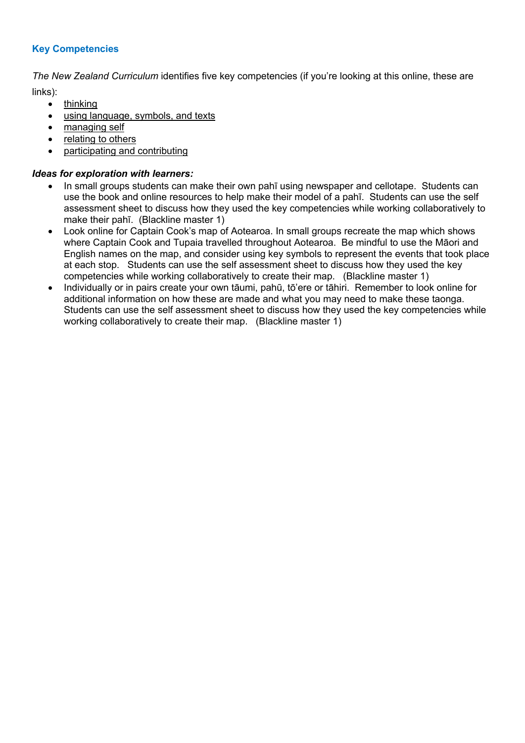## Key Competencies

*The New Zealand Curriculum* identifies five key competencies (if you're looking at this online, these are links):

- thinking
- using language, symbols, and texts
- managing self
- relating to others
- participating and contributing

***Ideas for exploration with learners:***

- In small groups students can make their own pahī using newspaper and cellotape. Students can use the book and online resources to help make their model of a pahī. Students can use the self assessment sheet to discuss how they used the key competencies while working collaboratively to make their pahī. (Blackline master 1)
- Look online for Captain Cook's map of Aotearoa. In small groups recreate the map which shows where Captain Cook and Tupaia travelled throughout Aotearoa. Be mindful to use the Māori and English names on the map, and consider using key symbols to represent the events that took place at each stop. Students can use the self assessment sheet to discuss how they used the key competencies while working collaboratively to create their map. (Blackline master 1)
- Individually or in pairs create your own tāumi, pahū, tō'ere or tāhiri. Remember to look online for additional information on how these are made and what you may need to make these taonga. Students can use the self assessment sheet to discuss how they used the key competencies while working collaboratively to create their map. (Blackline master 1)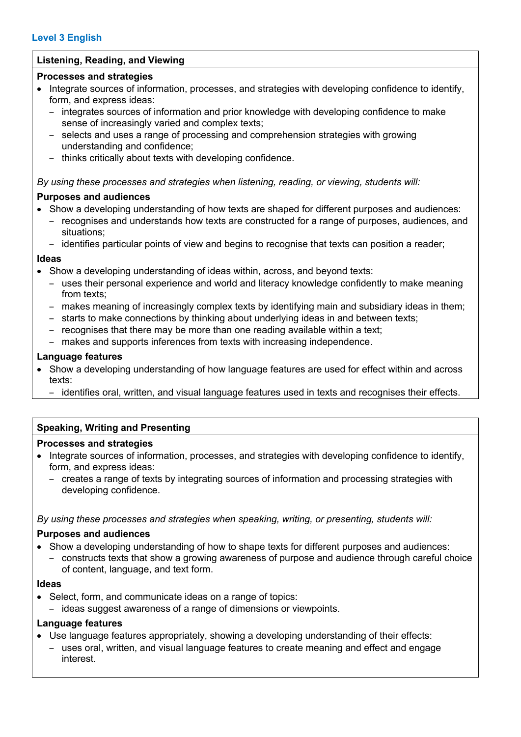## Level 3 English

### Listening, Reading, and Viewing

**Processes and strategies**

- Integrate sources of information, processes, and strategies with developing confidence to identify, form, and express ideas:
  - integrates sources of information and prior knowledge with developing confidence to make sense of increasingly varied and complex texts;
  - selects and uses a range of processing and comprehension strategies with growing understanding and confidence;
  - thinks critically about texts with developing confidence.

*By using these processes and strategies when listening, reading, or viewing, students will:*

**Purposes and audiences**

- Show a developing understanding of how texts are shaped for different purposes and audiences:
  - recognises and understands how texts are constructed for a range of purposes, audiences, and situations;
  - identifies particular points of view and begins to recognise that texts can position a reader;

**Ideas**

- Show a developing understanding of ideas within, across, and beyond texts:
  - uses their personal experience and world and literacy knowledge confidently to make meaning from texts;
  - makes meaning of increasingly complex texts by identifying main and subsidiary ideas in them;
  - starts to make connections by thinking about underlying ideas in and between texts;
  - recognises that there may be more than one reading available within a text;
  - makes and supports inferences from texts with increasing independence.

**Language features**

- Show a developing understanding of how language features are used for effect within and across texts:
  - identifies oral, written, and visual language features used in texts and recognises their effects.

### Speaking, Writing and Presenting

**Processes and strategies**

- Integrate sources of information, processes, and strategies with developing confidence to identify, form, and express ideas:
  - creates a range of texts by integrating sources of information and processing strategies with developing confidence.

*By using these processes and strategies when speaking, writing, or presenting, students will:*

**Purposes and audiences**

- Show a developing understanding of how to shape texts for different purposes and audiences:
  - constructs texts that show a growing awareness of purpose and audience through careful choice of content, language, and text form.

**Ideas**

- Select, form, and communicate ideas on a range of topics:
  - ideas suggest awareness of a range of dimensions or viewpoints.

**Language features**

- Use language features appropriately, showing a developing understanding of their effects:
  - uses oral, written, and visual language features to create meaning and effect and engage interest.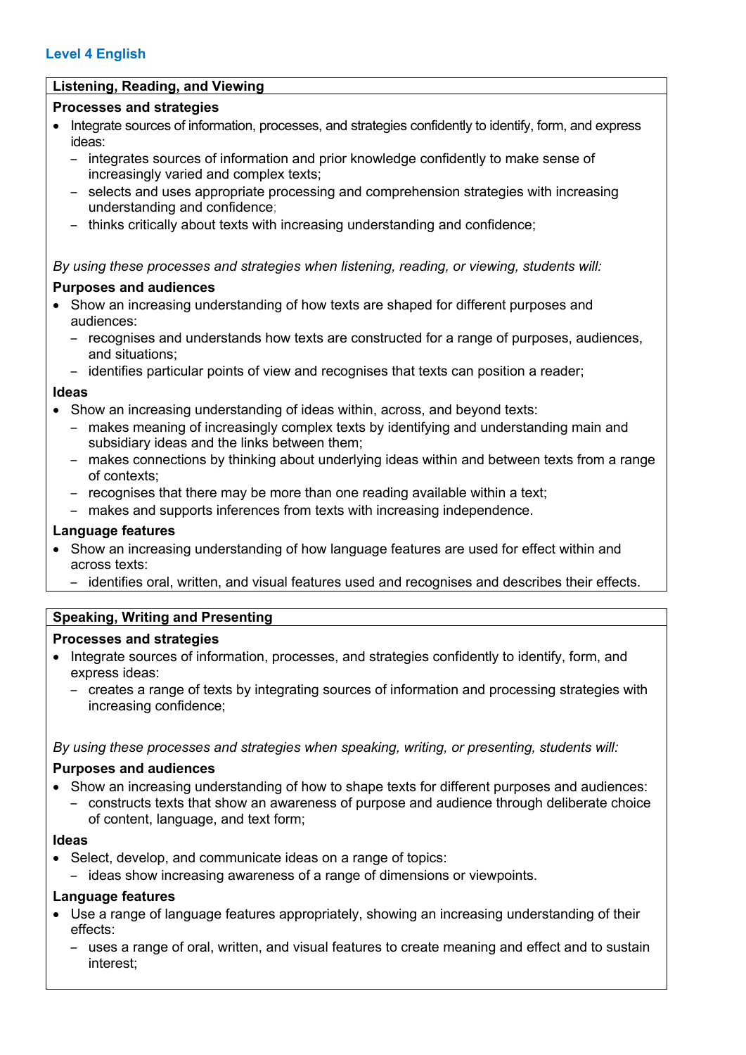## Level 4 English

### Listening, Reading, and Viewing

**Processes and strategies**

- Integrate sources of information, processes, and strategies confidently to identify, form, and express ideas:
  - integrates sources of information and prior knowledge confidently to make sense of increasingly varied and complex texts;
  - selects and uses appropriate processing and comprehension strategies with increasing understanding and confidence;
  - thinks critically about texts with increasing understanding and confidence;

*By using these processes and strategies when listening, reading, or viewing, students will:*

**Purposes and audiences**

- Show an increasing understanding of how texts are shaped for different purposes and audiences:
  - recognises and understands how texts are constructed for a range of purposes, audiences, and situations;
  - identifies particular points of view and recognises that texts can position a reader;

**Ideas**

- Show an increasing understanding of ideas within, across, and beyond texts:
  - makes meaning of increasingly complex texts by identifying and understanding main and subsidiary ideas and the links between them;
  - makes connections by thinking about underlying ideas within and between texts from a range of contexts;
  - recognises that there may be more than one reading available within a text;
  - makes and supports inferences from texts with increasing independence.

**Language features**

- Show an increasing understanding of how language features are used for effect within and across texts:
  - identifies oral, written, and visual features used and recognises and describes their effects.

### Speaking, Writing and Presenting

**Processes and strategies**

- Integrate sources of information, processes, and strategies confidently to identify, form, and express ideas:
  - creates a range of texts by integrating sources of information and processing strategies with increasing confidence;

*By using these processes and strategies when speaking, writing, or presenting, students will:*

**Purposes and audiences**

- Show an increasing understanding of how to shape texts for different purposes and audiences:
  - constructs texts that show an awareness of purpose and audience through deliberate choice of content, language, and text form;

**Ideas**

- Select, develop, and communicate ideas on a range of topics:
  - ideas show increasing awareness of a range of dimensions or viewpoints.

**Language features**

- Use a range of language features appropriately, showing an increasing understanding of their effects:
  - uses a range of oral, written, and visual features to create meaning and effect and to sustain interest;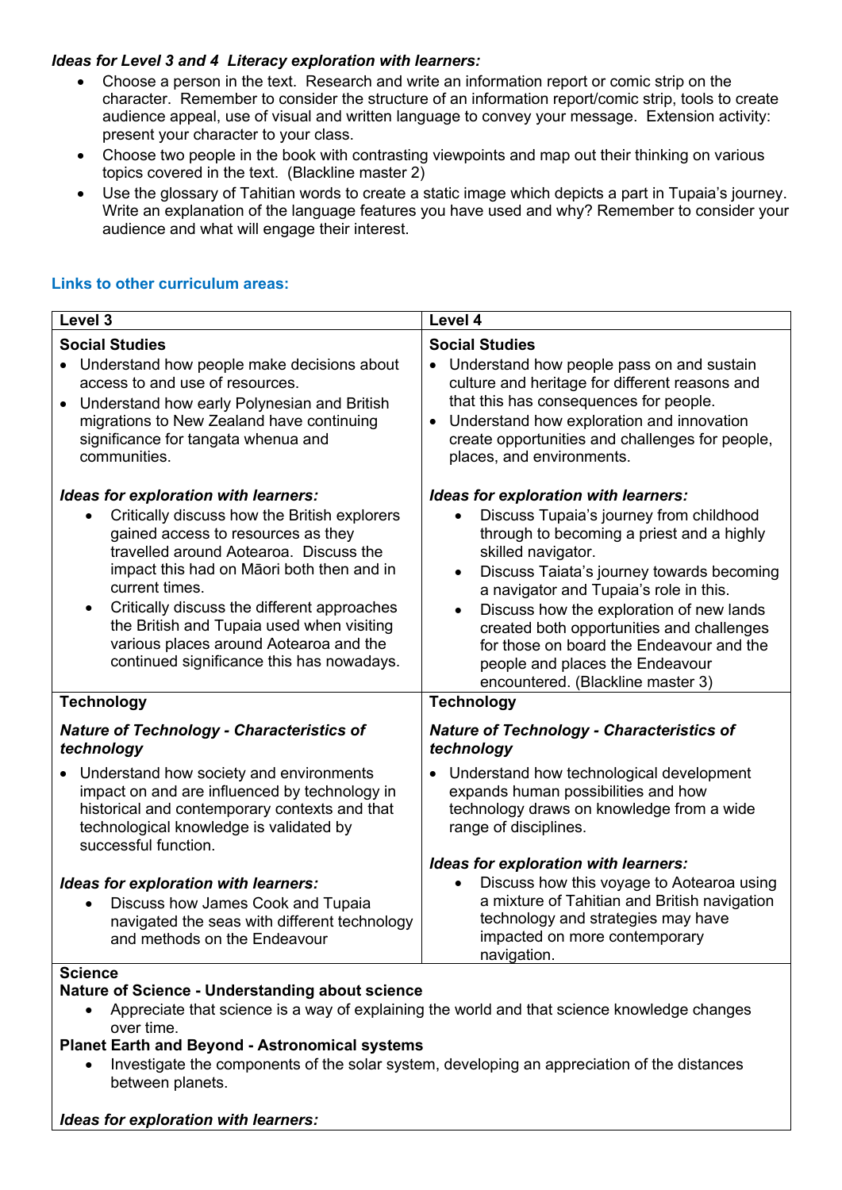***Ideas for Level 3 and 4 Literacy exploration with learners:***

- Choose a person in the text. Research and write an information report or comic strip on the character. Remember to consider the structure of an information report/comic strip, tools to create audience appeal, use of visual and written language to convey your message. Extension activity: present your character to your class.
- Choose two people in the book with contrasting viewpoints and map out their thinking on various topics covered in the text. (Blackline master 2)
- Use the glossary of Tahitian words to create a static image which depicts a part in Tupaia's journey. Write an explanation of the language features you have used and why? Remember to consider your audience and what will engage their interest.

## Links to other curriculum areas:

| Level 3 | Level 4 |
|---|---|
| **Social Studies**<br>• Understand how people make decisions about access to and use of resources.<br>• Understand how early Polynesian and British migrations to New Zealand have continuing significance for tangata whenua and communities.<br><br>***Ideas for exploration with learners:***<br>• Critically discuss how the British explorers gained access to resources as they travelled around Aotearoa. Discuss the impact this had on Māori both then and in current times.<br>• Critically discuss the different approaches the British and Tupaia used when visiting various places around Aotearoa and the continued significance this has nowadays. | **Social Studies**<br>• Understand how people pass on and sustain culture and heritage for different reasons and that this has consequences for people.<br>• Understand how exploration and innovation create opportunities and challenges for people, places, and environments.<br><br>***Ideas for exploration with learners:***<br>• Discuss Tupaia's journey from childhood through to becoming a priest and a highly skilled navigator.<br>• Discuss Taiata's journey towards becoming a navigator and Tupaia's role in this.<br>• Discuss how the exploration of new lands created both opportunities and challenges for those on board the Endeavour and the people and places the Endeavour encountered. (Blackline master 3) |
| **Technology**<br><br>***Nature of Technology - Characteristics of technology***<br><br>• Understand how society and environments impact on and are influenced by technology in historical and contemporary contexts and that technological knowledge is validated by successful function.<br><br>***Ideas for exploration with learners:***<br>• Discuss how James Cook and Tupaia navigated the seas with different technology and methods on the Endeavour | **Technology**<br><br>***Nature of Technology - Characteristics of technology***<br><br>• Understand how technological development expands human possibilities and how technology draws on knowledge from a wide range of disciplines.<br><br>***Ideas for exploration with learners:***<br>• Discuss how this voyage to Aotearoa using a mixture of Tahitian and British navigation technology and strategies may have impacted on more contemporary navigation. |
| **Science**<br>**Nature of Science - Understanding about science**<br>• Appreciate that science is a way of explaining the world and that science knowledge changes over time.<br>**Planet Earth and Beyond - Astronomical systems**<br>• Investigate the components of the solar system, developing an appreciation of the distances between planets.<br><br>***Ideas for exploration with learners:*** | |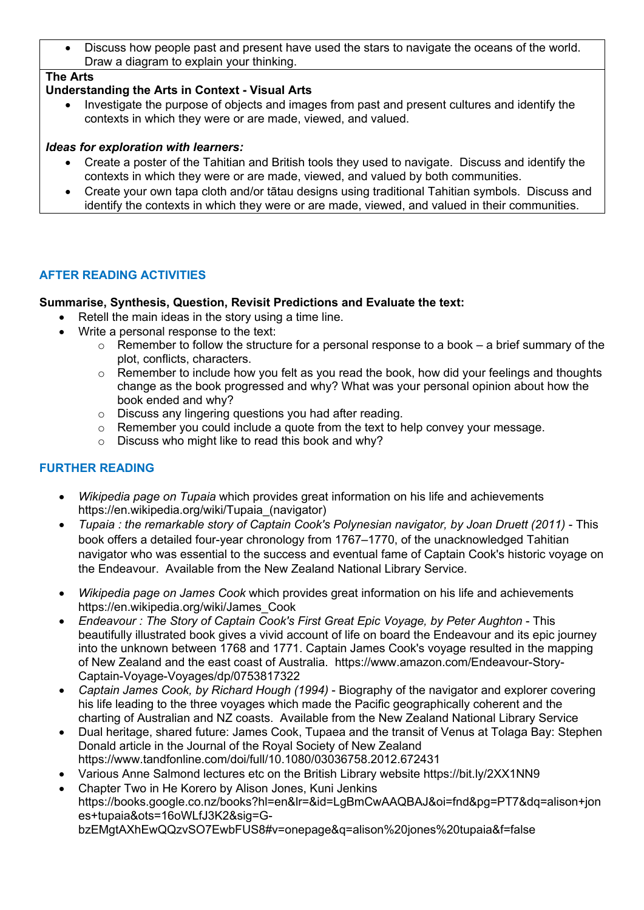- Discuss how people past and present have used the stars to navigate the oceans of the world. Draw a diagram to explain your thinking.

**The Arts**

**Understanding the Arts in Context - Visual Arts**

- Investigate the purpose of objects and images from past and present cultures and identify the contexts in which they were or are made, viewed, and valued.

***Ideas for exploration with learners:***

- Create a poster of the Tahitian and British tools they used to navigate. Discuss and identify the contexts in which they were or are made, viewed, and valued by both communities.
- Create your own tapa cloth and/or tātau designs using traditional Tahitian symbols. Discuss and identify the contexts in which they were or are made, viewed, and valued in their communities.

## AFTER READING ACTIVITIES

**Summarise, Synthesis, Question, Revisit Predictions and Evaluate the text:**

- Retell the main ideas in the story using a time line.
- Write a personal response to the text:
  - Remember to follow the structure for a personal response to a book – a brief summary of the plot, conflicts, characters.
  - Remember to include how you felt as you read the book, how did your feelings and thoughts change as the book progressed and why? What was your personal opinion about how the book ended and why?
  - Discuss any lingering questions you had after reading.
  - Remember you could include a quote from the text to help convey your message.
  - Discuss who might like to read this book and why?

## FURTHER READING

- *Wikipedia page on Tupaia* which provides great information on his life and achievements https://en.wikipedia.org/wiki/Tupaia_(navigator)
- *Tupaia : the remarkable story of Captain Cook's Polynesian navigator, by Joan Druett (2011)* - This book offers a detailed four-year chronology from 1767–1770, of the unacknowledged Tahitian navigator who was essential to the success and eventual fame of Captain Cook's historic voyage on the Endeavour. Available from the New Zealand National Library Service.
- *Wikipedia page on James Cook* which provides great information on his life and achievements https://en.wikipedia.org/wiki/James_Cook
- *Endeavour : The Story of Captain Cook's First Great Epic Voyage, by Peter Aughton* - This beautifully illustrated book gives a vivid account of life on board the Endeavour and its epic journey into the unknown between 1768 and 1771. Captain James Cook's voyage resulted in the mapping of New Zealand and the east coast of Australia. https://www.amazon.com/Endeavour-Story-Captain-Voyage-Voyages/dp/0753817322
- *Captain James Cook, by Richard Hough (1994)* - Biography of the navigator and explorer covering his life leading to the three voyages which made the Pacific geographically coherent and the charting of Australian and NZ coasts. Available from the New Zealand National Library Service
- Dual heritage, shared future: James Cook, Tupaea and the transit of Venus at Tolaga Bay: Stephen Donald article in the Journal of the Royal Society of New Zealand https://www.tandfonline.com/doi/full/10.1080/03036758.2012.672431
- Various Anne Salmond lectures etc on the British Library website https://bit.ly/2XX1NN9
- Chapter Two in He Korero by Alison Jones, Kuni Jenkins https://books.google.co.nz/books?hl=en&lr=&id=LgBmCwAAQBAJ&oi=fnd&pg=PT7&dq=alison+jones+tupaia&ots=16oWLfJ3K2&sig=G-bzEMgtAXhEwQQzvSO7EwbFUS8#v=onepage&q=alison%20jones%20tupaia&f=false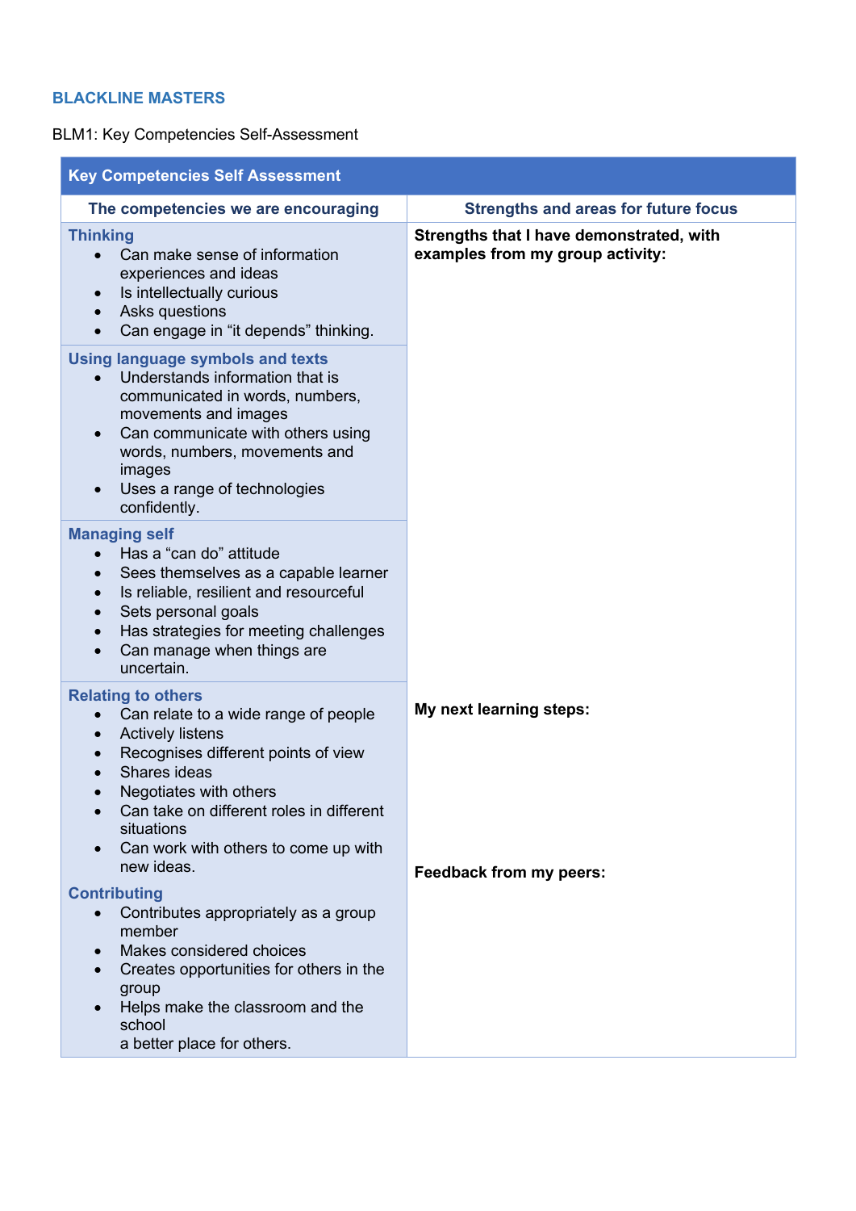## BLACKLINE MASTERS

BLM1: Key Competencies Self-Assessment

| Key Competencies Self Assessment | |
|---|---|
| **The competencies we are encouraging** | **Strengths and areas for future focus** |
| **Thinking**<br>• Can make sense of information experiences and ideas<br>• Is intellectually curious<br>• Asks questions<br>• Can engage in "it depends" thinking. | **Strengths that I have demonstrated, with examples from my group activity:** |
| **Using language symbols and texts**<br>• Understands information that is communicated in words, numbers, movements and images<br>• Can communicate with others using words, numbers, movements and images<br>• Uses a range of technologies confidently. | |
| **Managing self**<br>• Has a "can do" attitude<br>• Sees themselves as a capable learner<br>• Is reliable, resilient and resourceful<br>• Sets personal goals<br>• Has strategies for meeting challenges<br>• Can manage when things are uncertain. | |
| **Relating to others**<br>• Can relate to a wide range of people<br>• Actively listens<br>• Recognises different points of view<br>• Shares ideas<br>• Negotiates with others<br>• Can take on different roles in different situations<br>• Can work with others to come up with new ideas. | **My next learning steps:**<br><br>**Feedback from my peers:** |
| **Contributing**<br>• Contributes appropriately as a group member<br>• Makes considered choices<br>• Creates opportunities for others in the group<br>• Helps make the classroom and the school<br>a better place for others. | |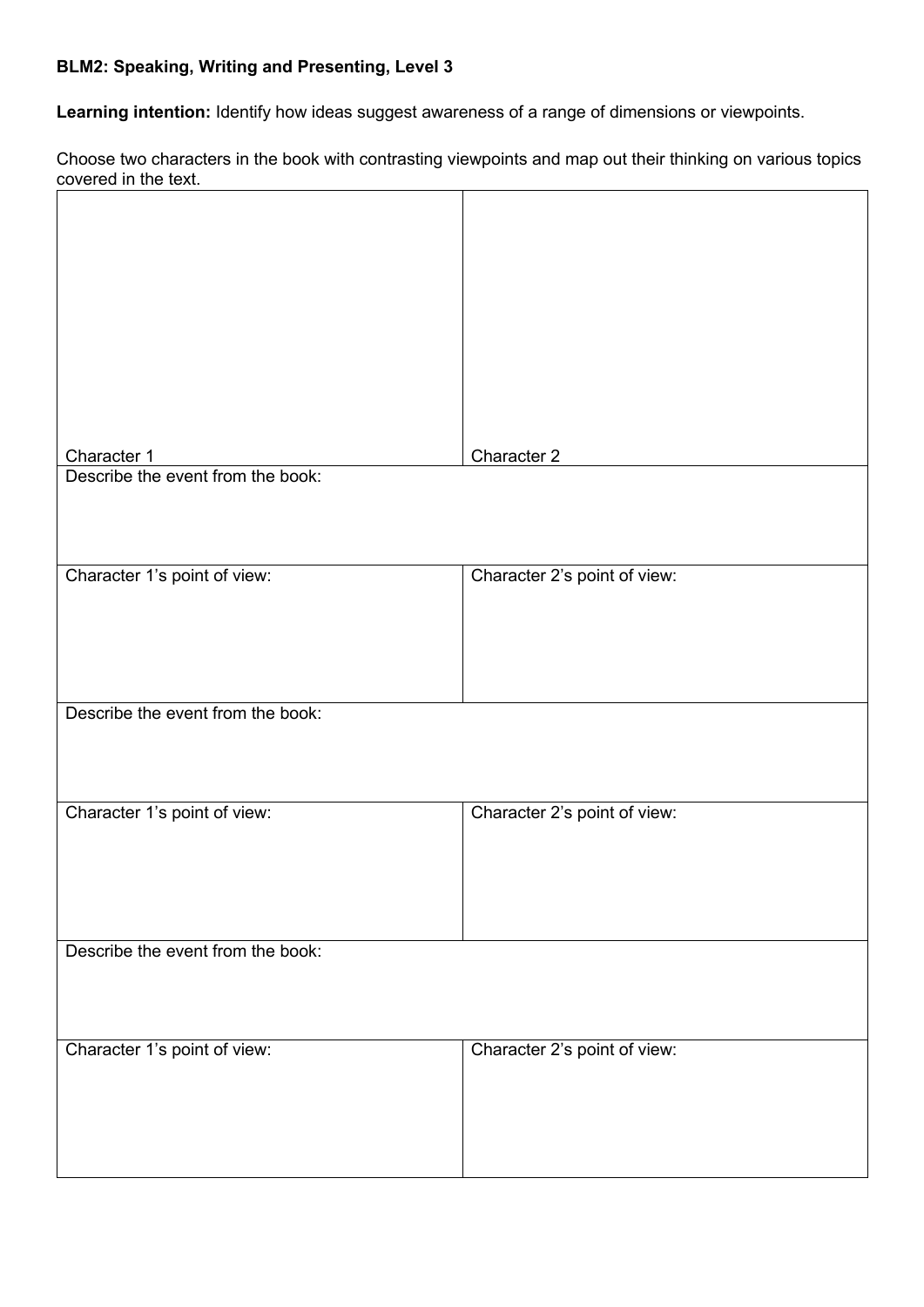**BLM2: Speaking, Writing and Presenting, Level 3**

**Learning intention:** Identify how ideas suggest awareness of a range of dimensions or viewpoints.

Choose two characters in the book with contrasting viewpoints and map out their thinking on various topics covered in the text.

| Character 1 | Character 2 |
|---|---|
| Describe the event from the book: | |
| Character 1's point of view: | Character 2's point of view: |
| Describe the event from the book: | |
| Character 1's point of view: | Character 2's point of view: |
| Describe the event from the book: | |
| Character 1's point of view: | Character 2's point of view: |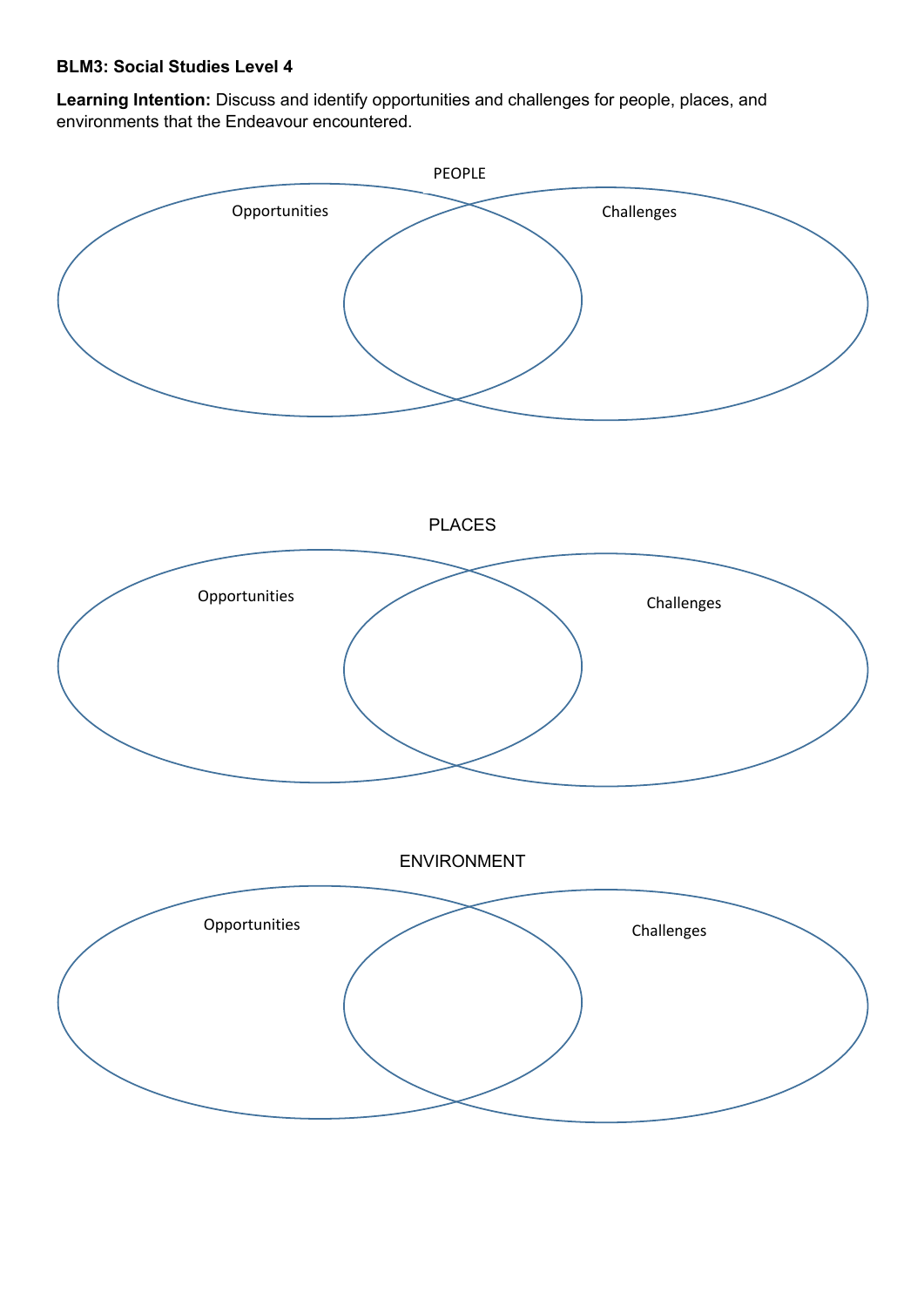**BLM3: Social Studies Level 4**

**Learning Intention:** Discuss and identify opportunities and challenges for people, places, and environments that the Endeavour encountered.

PEOPLE

Opportunities

Challenges

PLACES

Opportunities

Challenges

ENVIRONMENT

Opportunities

Challenges